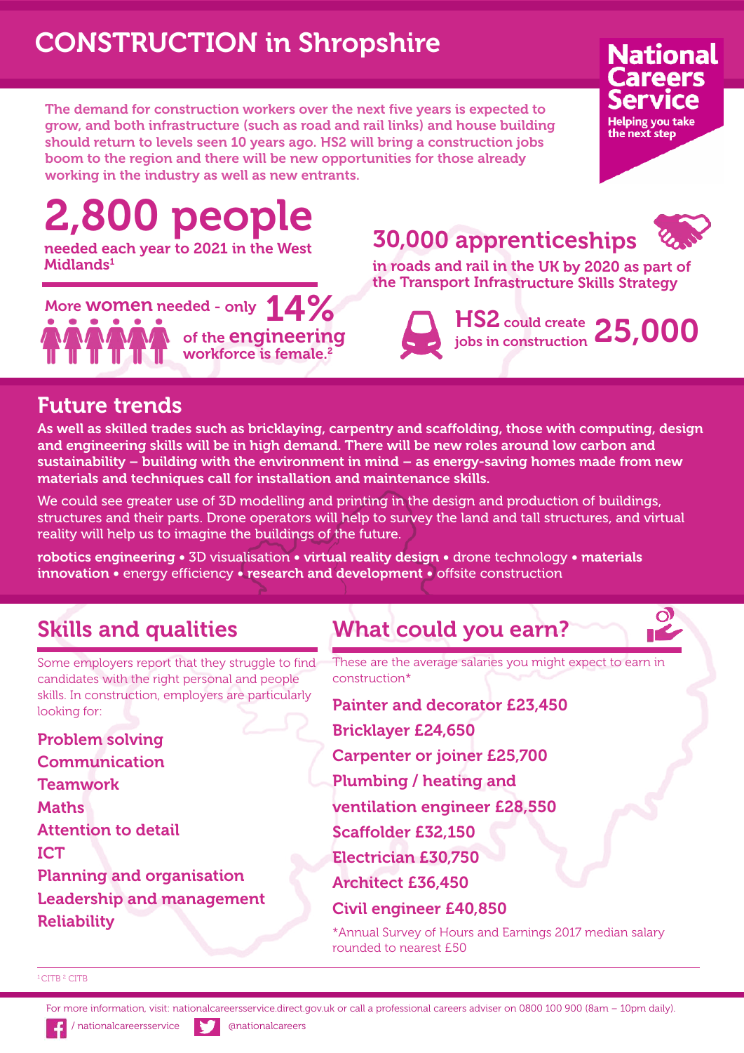# CONSTRUCTION in Shropshire

**National Careers Service**
Helping you take the next step

The demand for construction workers over the next five years is expected to grow, and both infrastructure (such as road and rail links) and house building should return to levels seen 10 years ago. HS2 will bring a construction jobs boom to the region and there will be new opportunities for those already working in the industry as well as new entrants.

**2,800 people** needed each year to 2021 in the West Midlands[1]

More **women** needed - only **14%** of the **engineering** workforce is female.[2]

**30,000 apprenticeships** in roads and rail in the UK by 2020 as part of the Transport Infrastructure Skills Strategy

**HS2** could create **25,000** jobs in construction

## Future trends

**As well as skilled trades such as bricklaying, carpentry and scaffolding, those with computing, design and engineering skills will be in high demand. There will be new roles around low carbon and sustainability – building with the environment in mind – as energy-saving homes made from new materials and techniques call for installation and maintenance skills.**

We could see greater use of 3D modelling and printing in the design and production of buildings, structures and their parts. Drone operators will help to survey the land and tall structures, and virtual reality will help us to imagine the buildings of the future.

**robotics engineering** • 3D visualisation • **virtual reality design** • drone technology • **materials innovation** • energy efficiency • **research and development** • offsite construction

## Skills and qualities

Some employers report that they struggle to find candidates with the right personal and people skills. In construction, employers are particularly looking for:

- Problem solving
- Communication
- Teamwork
- Maths
- Attention to detail
- ICT
- Planning and organisation
- Leadership and management
- Reliability

## What could you earn?

These are the average salaries you might expect to earn in construction*

- Painter and decorator £23,450
- Bricklayer £24,650
- Carpenter or joiner £25,700
- Plumbing / heating and ventilation engineer £28,550
- Scaffolder £32,150
- Electrician £30,750
- Architect £36,450
- Civil engineer £40,850

*Annual Survey of Hours and Earnings 2017 median salary rounded to nearest £50

[1] CITB [2] CITB

For more information, visit: nationalcareersservice.direct.gov.uk or call a professional careers adviser on 0800 100 900 (8am – 10pm daily).

/ nationalcareersservice @nationalcareers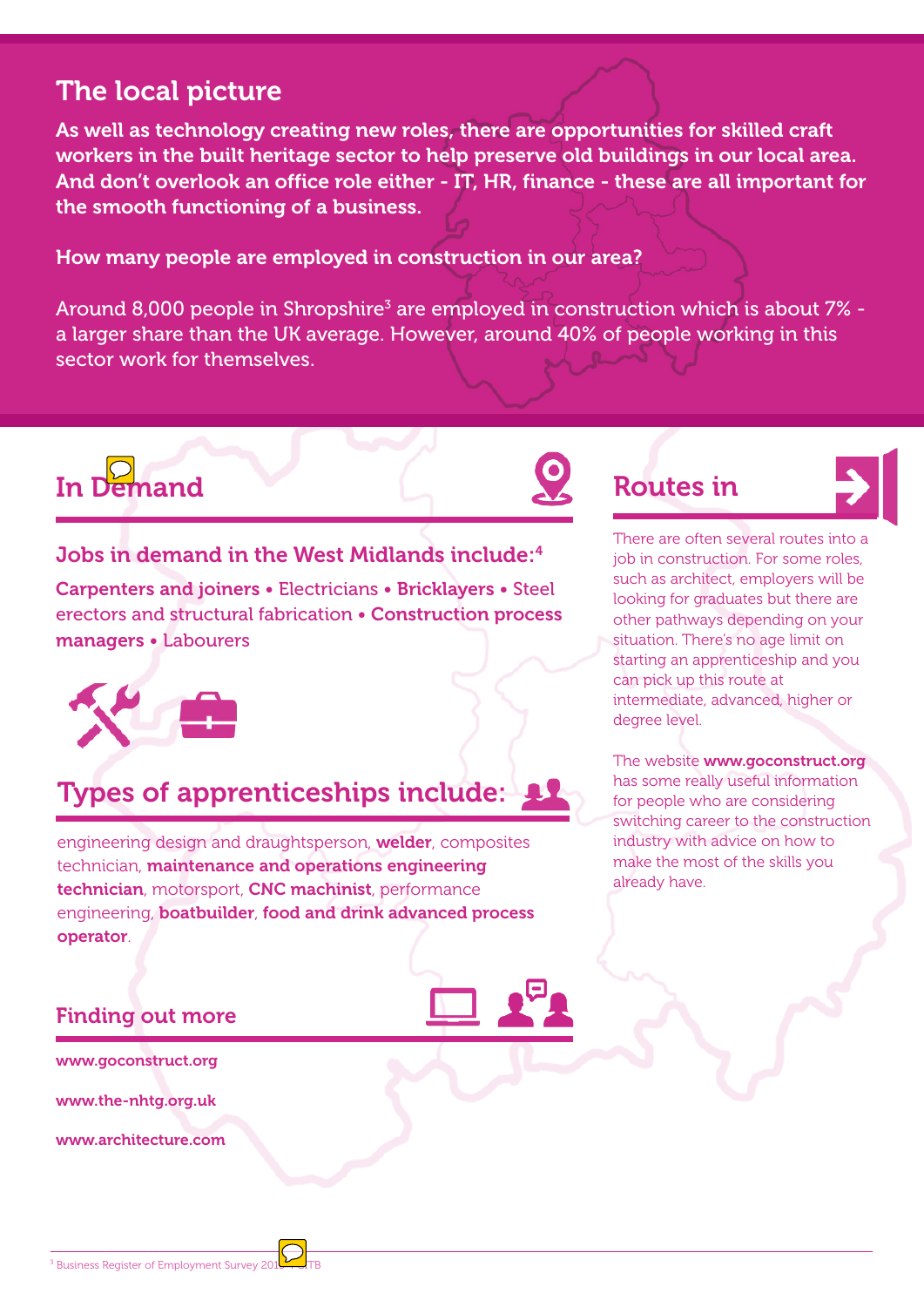## The local picture

**As well as technology creating new roles, there are opportunities for skilled craft workers in the built heritage sector to help preserve old buildings in our local area. And don't overlook an office role either - IT, HR, finance - these are all important for the smooth functioning of a business.**

**How many people are employed in construction in our area?**

Around 8,000 people in Shropshire[3] are employed in construction which is about 7% - a larger share than the UK average. However, around 40% of people working in this sector work for themselves.

## In Demand

### Jobs in demand in the West Midlands include:[4]

**Carpenters and joiners** • Electricians • **Bricklayers** • Steel erectors and structural fabrication • **Construction process managers** • Labourers

## Types of apprenticeships include:

engineering design and draughtsperson, **welder**, composites technician, **maintenance and operations engineering technician**, motorsport, **CNC machinist**, performance engineering, **boatbuilder**, **food and drink advanced process operator**.

### Finding out more

**www.goconstruct.org**

**www.the-nhtg.org.uk**

**www.architecture.com**

## Routes in

There are often several routes into a job in construction. For some roles, such as architect, employers will be looking for graduates but there are other pathways depending on your situation. There's no age limit on starting an apprenticeship and you can pick up this route at intermediate, advanced, higher or degree level.

The website **www.goconstruct.org** has some really useful information for people who are considering switching career to the construction industry with advice on how to make the most of the skills you already have.

[3] Business Register of Employment Survey 201_ - CITB